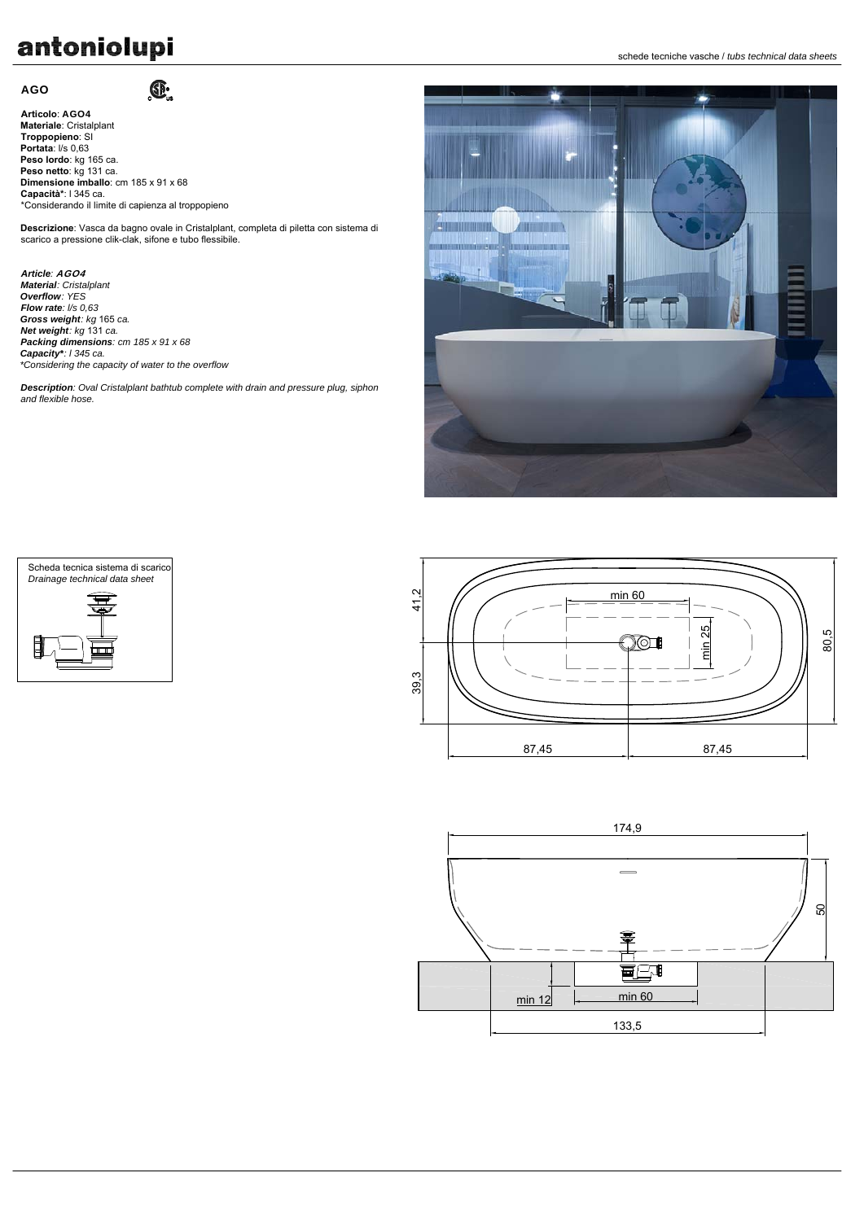# antoniolupi

schede tecniche vasche / *tubs technical data sheets*

## AGO

**Articolo**: **AGO4**
**Materiale**: Cristalplant
**Troppopieno**: SI
**Portata**: l/s 0,63
**Peso lordo**: kg 165 ca.
**Peso netto**: kg 131 ca.
**Dimensione imballo**: cm 185 x 91 x 68
**Capacità***: l 345 ca.
*Considerando il limite di capienza al troppopieno

**Descrizione**: Vasca da bagno ovale in Cristalplant, completa di piletta con sistema di scarico a pressione clik-clak, sifone e tubo flessibile.

***Article**: **AGO4***
***Material**: Cristalplant*
***Overflow**: YES*
***Flow rate**: l/s 0,63*
***Gross weight**: kg 165 ca.*
***Net weight**: kg 131 ca.*
***Packing dimensions**: cm 185 x 91 x 68*
***Capacity***: l 345 ca.*
**Considering the capacity of water to the overflow*

***Description**: Oval Cristalplant bathtub complete with drain and pressure plug, siphon and flexible hose.*

Scheda tecnica sistema di scarico
*Drainage technical data sheet*

41,2
39,3
min 60
min 25
80,5
87,45
87,45

174,9
50
min 12
min 60
133,5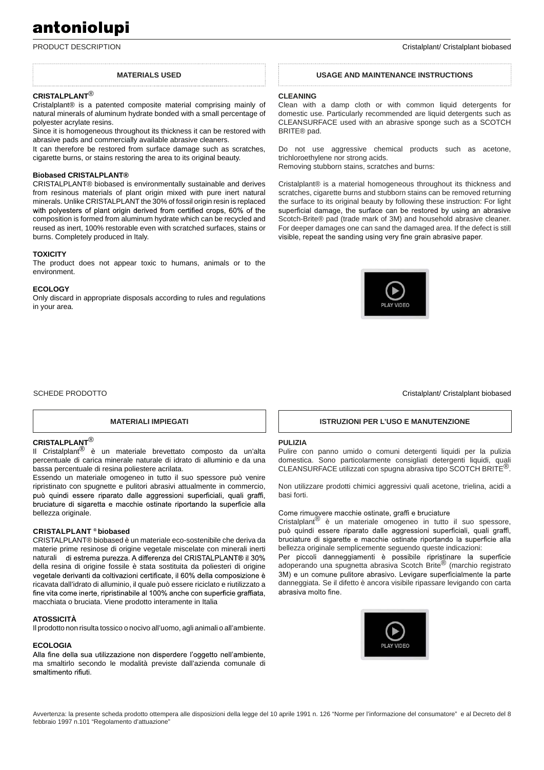# antoniolupi

PRODUCT DESCRIPTION — Cristalplant/ Cristalplant biobased

## MATERIALS USED

### CRISTALPLANT®

Cristalplant® is a patented composite material comprising mainly of natural minerals of aluminum hydrate bonded with a small percentage of polyester acrylate resins.

Since it is homogeneous throughout its thickness it can be restored with abrasive pads and commercially available abrasive cleaners.

It can therefore be restored from surface damage such as scratches, cigarette burns, or stains restoring the area to its original beauty.

### Biobased CRISTALPLANT®

CRISTALPLANT® biobased is environmentally sustainable and derives from resinous materials of plant origin mixed with pure inert natural minerals. Unlike CRISTALPLANT the 30% of fossil origin resin is replaced with polyesters of plant origin derived from certified crops, 60% of the composition is formed from aluminum hydrate which can be recycled and reused as inert, 100% restorable even with scratched surfaces, stains or burns. Completely produced in Italy.

### TOXICITY

The product does not appear toxic to humans, animals or to the environment.

### ECOLOGY

Only discard in appropriate disposals according to rules and regulations in your area.

## USAGE AND MAINTENANCE INSTRUCTIONS

### CLEANING

Clean with a damp cloth or with common liquid detergents for domestic use. Particularly recommended are liquid detergents such as CLEANSURFACE used with an abrasive sponge such as a SCOTCH BRITE® pad.

Do not use aggressive chemical products such as acetone, trichloroethylene nor strong acids.

Removing stubborn stains, scratches and burns:

Cristalplant® is a material homogeneous throughout its thickness and scratches, cigarette burns and stubborn stains can be removed returning the surface to its original beauty by following these instruction: For light superficial damage, the surface can be restored by using an abrasive Scotch-Brite® pad (trade mark of 3M) and household abrasive cleaner. For deeper damages one can sand the damaged area. If the defect is still visible, repeat the sanding using very fine grain abrasive paper.

PLAY VIDEO

SCHEDE PRODOTTO — Cristalplant/ Cristalplant biobased

## MATERIALI IMPIEGATI

### CRISTALPLANT®

Il Cristalplant® è un materiale brevettato composto da un'alta percentuale di carica minerale naturale di idrato di alluminio e da una bassa percentuale di resina poliestere acrilata.

Essendo un materiale omogeneo in tutto il suo spessore può venire ripristinato con spugnette e pulitori abrasivi attualmente in commercio, può quindi essere riparato dalle aggressioni superficiali, quali graffi, bruciature di sigaretta e macchie ostinate riportando la superficie alla bellezza originale.

### CRISTALPLANT ® biobased

CRISTALPLANT® biobased è un materiale eco-sostenibile che deriva da materie prime resinose di origine vegetale miscelate con minerali inerti naturali di estrema purezza. A differenza del CRISTALPLANT® il 30% della resina di origine fossile è stata sostituita da poliesteri di origine vegetale derivanti da coltivazioni certificate, il 60% della composizione è ricavata dall'idrato di alluminio, il quale può essere riciclato e riutilizzato a fine vita come inerte, ripristinabile al 100% anche con superficie graffiata, macchiata o bruciata. Viene prodotto interamente in Italia

### ATOSSICITÀ

Il prodotto non risulta tossico o nocivo all'uomo, agli animali o all'ambiente.

### ECOLOGIA

Alla fine della sua utilizzazione non disperdere l'oggetto nell'ambiente, ma smaltirlo secondo le modalità previste dall'azienda comunale di smaltimento rifiuti.

## ISTRUZIONI PER L'USO E MANUTENZIONE

### PULIZIA

Pulire con panno umido o comuni detergenti liquidi per la pulizia domestica. Sono particolarmente consigliati detergenti liquidi, quali CLEANSURFACE utilizzati con spugna abrasiva tipo SCOTCH BRITE®.

Non utilizzare prodotti chimici aggressivi quali acetone, trielina, acidi a basi forti.

Come rimuovere macchie ostinate, graffi e bruciature

Cristalplant® è un materiale omogeneo in tutto il suo spessore, può quindi essere riparato dalle aggressioni superficiali, quali graffi, bruciature di sigarette e macchie ostinate riportando la superficie alla bellezza originale semplicemente seguendo queste indicazioni:

Per piccoli danneggiamenti è possibile ripristinare la superficie adoperando una spugnetta abrasiva Scotch Brite® (marchio registrato 3M) e un comune pulitore abrasivo. Levigare superficialmente la parte danneggiata. Se il difetto è ancora visibile ripassare levigando con carta abrasiva molto fine.

PLAY VIDEO

Avvertenza: la presente scheda prodotto ottempera alle disposizioni della legge del 10 aprile 1991 n. 126 "Norme per l'informazione del consumatore" e al Decreto del 8 febbraio 1997 n.101 "Regolamento d'attuazione"